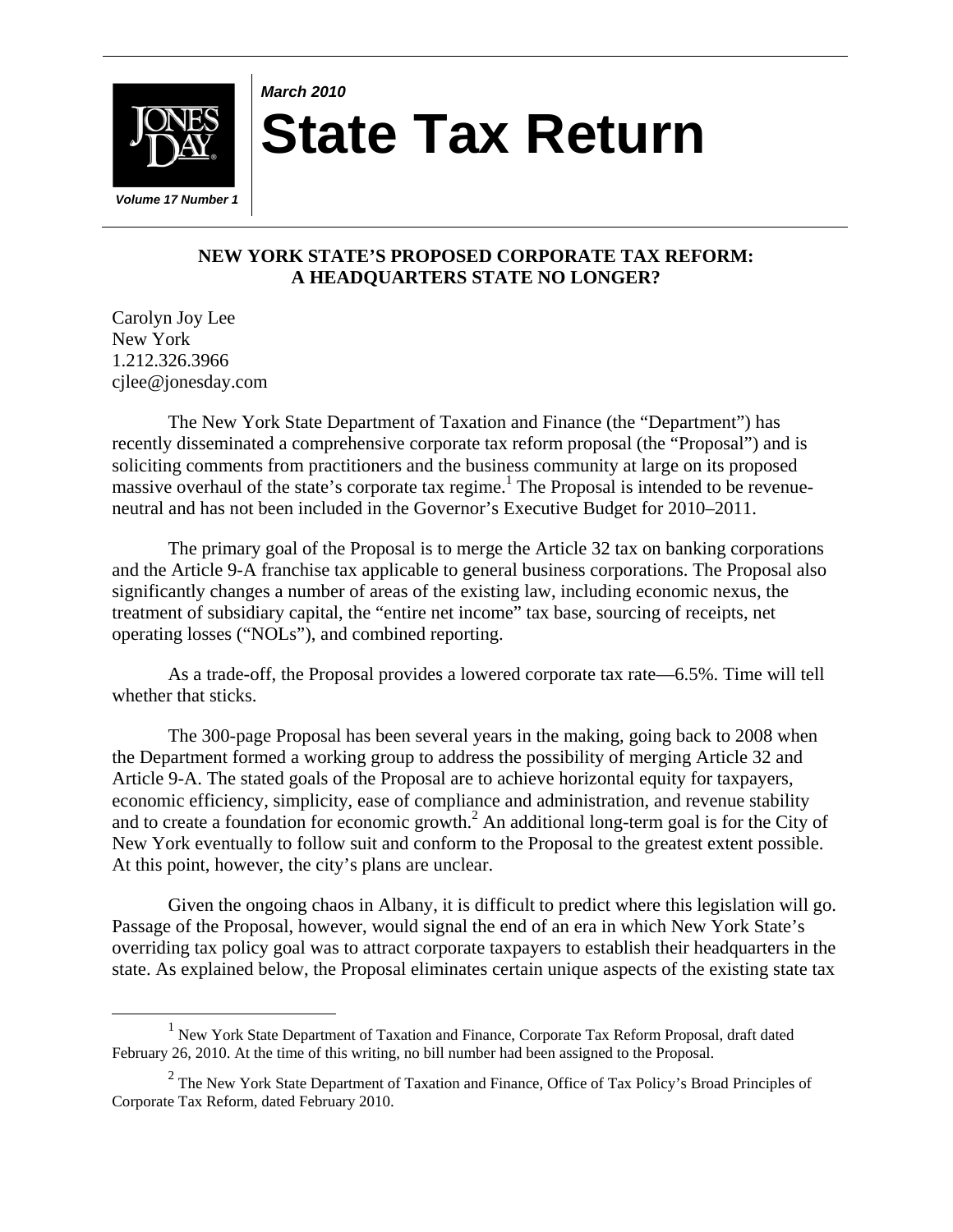*March 2010*

# State Tax Return

*Volume 17 Number 1*

## NEW YORK STATE'S PROPOSED CORPORATE TAX REFORM: A HEADQUARTERS STATE NO LONGER?

Carolyn Joy Lee
New York
1.212.326.3966
cjlee@jonesday.com

The New York State Department of Taxation and Finance (the "Department") has recently disseminated a comprehensive corporate tax reform proposal (the "Proposal") and is soliciting comments from practitioners and the business community at large on its proposed massive overhaul of the state's corporate tax regime.[1] The Proposal is intended to be revenue-neutral and has not been included in the Governor's Executive Budget for 2010–2011.

The primary goal of the Proposal is to merge the Article 32 tax on banking corporations and the Article 9-A franchise tax applicable to general business corporations. The Proposal also significantly changes a number of areas of the existing law, including economic nexus, the treatment of subsidiary capital, the "entire net income" tax base, sourcing of receipts, net operating losses ("NOLs"), and combined reporting.

As a trade-off, the Proposal provides a lowered corporate tax rate—6.5%. Time will tell whether that sticks.

The 300-page Proposal has been several years in the making, going back to 2008 when the Department formed a working group to address the possibility of merging Article 32 and Article 9-A. The stated goals of the Proposal are to achieve horizontal equity for taxpayers, economic efficiency, simplicity, ease of compliance and administration, and revenue stability and to create a foundation for economic growth.[2] An additional long-term goal is for the City of New York eventually to follow suit and conform to the Proposal to the greatest extent possible. At this point, however, the city's plans are unclear.

Given the ongoing chaos in Albany, it is difficult to predict where this legislation will go. Passage of the Proposal, however, would signal the end of an era in which New York State's overriding tax policy goal was to attract corporate taxpayers to establish their headquarters in the state. As explained below, the Proposal eliminates certain unique aspects of the existing state tax

[1] New York State Department of Taxation and Finance, Corporate Tax Reform Proposal, draft dated February 26, 2010. At the time of this writing, no bill number had been assigned to the Proposal.

[2] The New York State Department of Taxation and Finance, Office of Tax Policy's Broad Principles of Corporate Tax Reform, dated February 2010.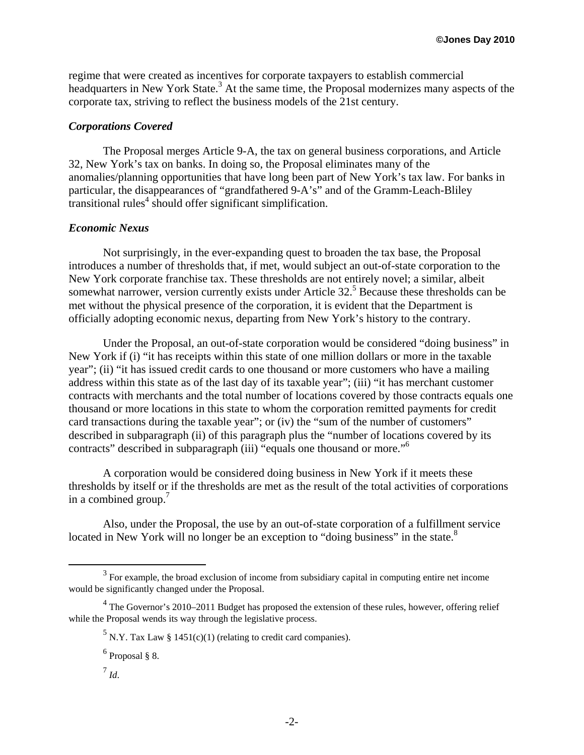regime that were created as incentives for corporate taxpayers to establish commercial headquarters in New York State.[3] At the same time, the Proposal modernizes many aspects of the corporate tax, striving to reflect the business models of the 21st century.

### *Corporations Covered*

The Proposal merges Article 9-A, the tax on general business corporations, and Article 32, New York's tax on banks. In doing so, the Proposal eliminates many of the anomalies/planning opportunities that have long been part of New York's tax law. For banks in particular, the disappearances of "grandfathered 9-A's" and of the Gramm-Leach-Bliley transitional rules[4] should offer significant simplification.

### *Economic Nexus*

Not surprisingly, in the ever-expanding quest to broaden the tax base, the Proposal introduces a number of thresholds that, if met, would subject an out-of-state corporation to the New York corporate franchise tax. These thresholds are not entirely novel; a similar, albeit somewhat narrower, version currently exists under Article 32.[5] Because these thresholds can be met without the physical presence of the corporation, it is evident that the Department is officially adopting economic nexus, departing from New York's history to the contrary.

Under the Proposal, an out-of-state corporation would be considered "doing business" in New York if (i) "it has receipts within this state of one million dollars or more in the taxable year"; (ii) "it has issued credit cards to one thousand or more customers who have a mailing address within this state as of the last day of its taxable year"; (iii) "it has merchant customer contracts with merchants and the total number of locations covered by those contracts equals one thousand or more locations in this state to whom the corporation remitted payments for credit card transactions during the taxable year"; or (iv) the "sum of the number of customers" described in subparagraph (ii) of this paragraph plus the "number of locations covered by its contracts" described in subparagraph (iii) "equals one thousand or more."[6]

A corporation would be considered doing business in New York if it meets these thresholds by itself or if the thresholds are met as the result of the total activities of corporations in a combined group.[7]

Also, under the Proposal, the use by an out-of-state corporation of a fulfillment service located in New York will no longer be an exception to "doing business" in the state.[8]

---

[3] For example, the broad exclusion of income from subsidiary capital in computing entire net income would be significantly changed under the Proposal.

[4] The Governor's 2010–2011 Budget has proposed the extension of these rules, however, offering relief while the Proposal wends its way through the legislative process.

[5] N.Y. Tax Law § 1451(c)(1) (relating to credit card companies).

[6] Proposal § 8.

[7] *Id.*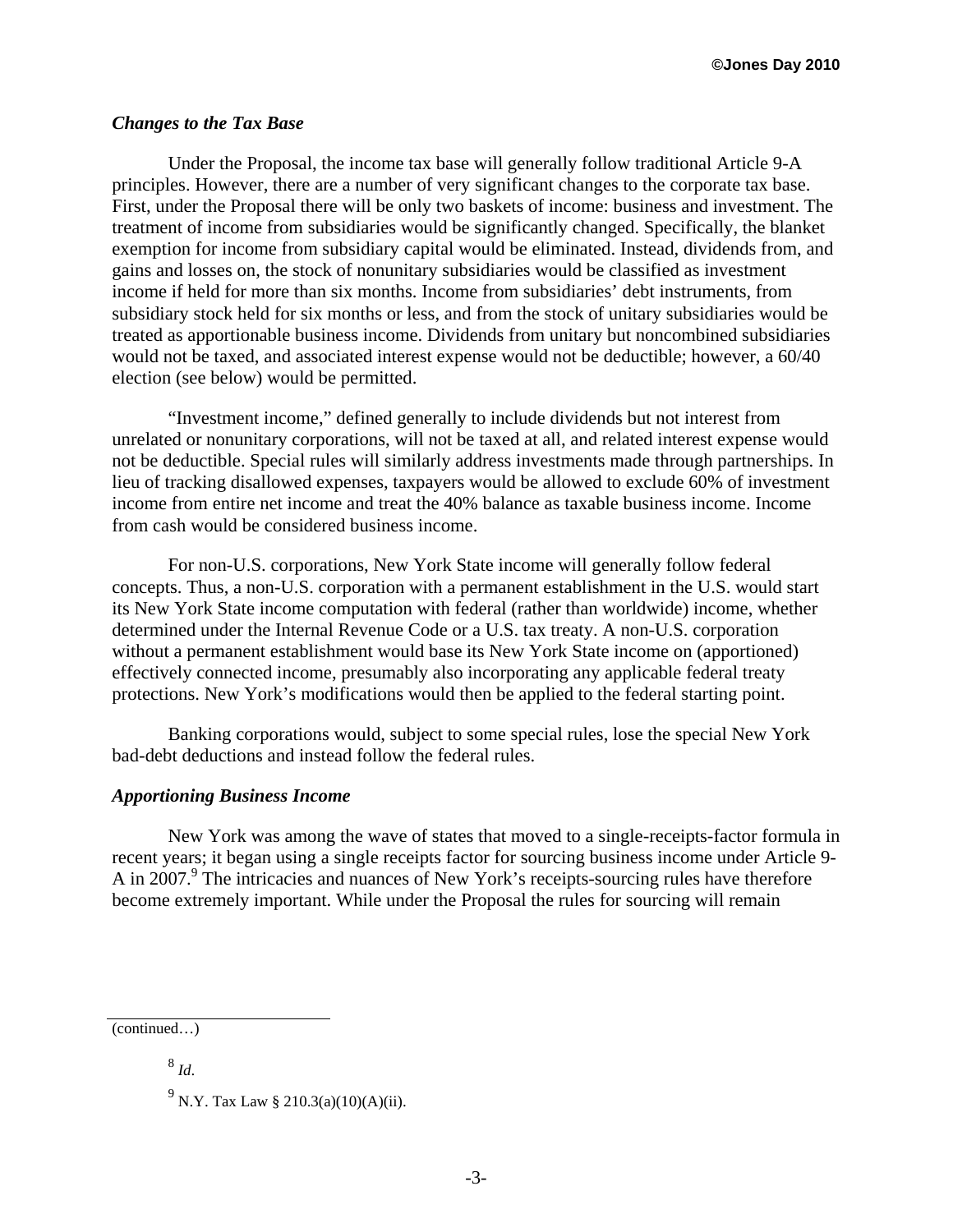### *Changes to the Tax Base*

Under the Proposal, the income tax base will generally follow traditional Article 9-A principles. However, there are a number of very significant changes to the corporate tax base. First, under the Proposal there will be only two baskets of income: business and investment. The treatment of income from subsidiaries would be significantly changed. Specifically, the blanket exemption for income from subsidiary capital would be eliminated. Instead, dividends from, and gains and losses on, the stock of nonunitary subsidiaries would be classified as investment income if held for more than six months. Income from subsidiaries' debt instruments, from subsidiary stock held for six months or less, and from the stock of unitary subsidiaries would be treated as apportionable business income. Dividends from unitary but noncombined subsidiaries would not be taxed, and associated interest expense would not be deductible; however, a 60/40 election (see below) would be permitted.

"Investment income," defined generally to include dividends but not interest from unrelated or nonunitary corporations, will not be taxed at all, and related interest expense would not be deductible. Special rules will similarly address investments made through partnerships. In lieu of tracking disallowed expenses, taxpayers would be allowed to exclude 60% of investment income from entire net income and treat the 40% balance as taxable business income. Income from cash would be considered business income.

For non-U.S. corporations, New York State income will generally follow federal concepts. Thus, a non-U.S. corporation with a permanent establishment in the U.S. would start its New York State income computation with federal (rather than worldwide) income, whether determined under the Internal Revenue Code or a U.S. tax treaty. A non-U.S. corporation without a permanent establishment would base its New York State income on (apportioned) effectively connected income, presumably also incorporating any applicable federal treaty protections. New York's modifications would then be applied to the federal starting point.

Banking corporations would, subject to some special rules, lose the special New York bad-debt deductions and instead follow the federal rules.

### *Apportioning Business Income*

New York was among the wave of states that moved to a single-receipts-factor formula in recent years; it began using a single receipts factor for sourcing business income under Article 9-A in 2007.[9] The intricacies and nuances of New York's receipts-sourcing rules have therefore become extremely important. While under the Proposal the rules for sourcing will remain

(continued…)

[8] *Id*.

[9] N.Y. Tax Law § 210.3(a)(10)(A)(ii).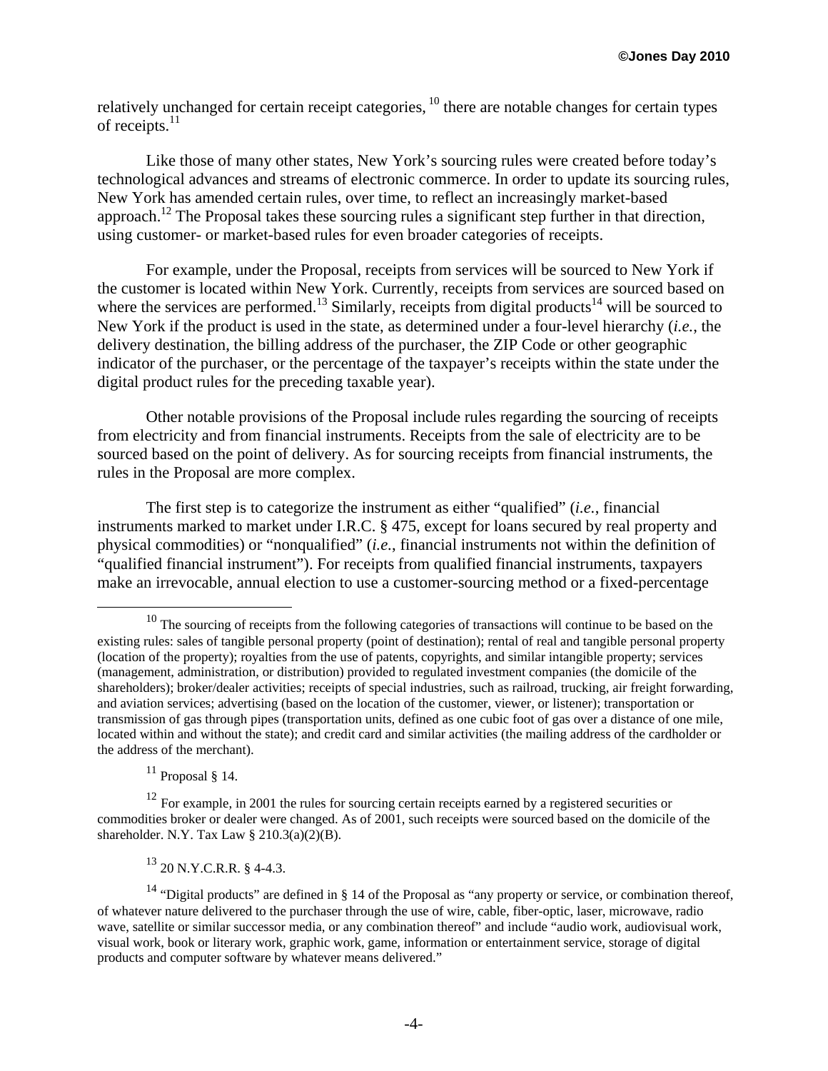relatively unchanged for certain receipt categories, [10] there are notable changes for certain types of receipts.[11]

Like those of many other states, New York's sourcing rules were created before today's technological advances and streams of electronic commerce. In order to update its sourcing rules, New York has amended certain rules, over time, to reflect an increasingly market-based approach.[12] The Proposal takes these sourcing rules a significant step further in that direction, using customer- or market-based rules for even broader categories of receipts.

For example, under the Proposal, receipts from services will be sourced to New York if the customer is located within New York. Currently, receipts from services are sourced based on where the services are performed.[13] Similarly, receipts from digital products[14] will be sourced to New York if the product is used in the state, as determined under a four-level hierarchy (*i.e.*, the delivery destination, the billing address of the purchaser, the ZIP Code or other geographic indicator of the purchaser, or the percentage of the taxpayer's receipts within the state under the digital product rules for the preceding taxable year).

Other notable provisions of the Proposal include rules regarding the sourcing of receipts from electricity and from financial instruments. Receipts from the sale of electricity are to be sourced based on the point of delivery. As for sourcing receipts from financial instruments, the rules in the Proposal are more complex.

The first step is to categorize the instrument as either "qualified" (*i.e.*, financial instruments marked to market under I.R.C. § 475, except for loans secured by real property and physical commodities) or "nonqualified" (*i.e.*, financial instruments not within the definition of "qualified financial instrument"). For receipts from qualified financial instruments, taxpayers make an irrevocable, annual election to use a customer-sourcing method or a fixed-percentage

---

[10] The sourcing of receipts from the following categories of transactions will continue to be based on the existing rules: sales of tangible personal property (point of destination); rental of real and tangible personal property (location of the property); royalties from the use of patents, copyrights, and similar intangible property; services (management, administration, or distribution) provided to regulated investment companies (the domicile of the shareholders); broker/dealer activities; receipts of special industries, such as railroad, trucking, air freight forwarding, and aviation services; advertising (based on the location of the customer, viewer, or listener); transportation or transmission of gas through pipes (transportation units, defined as one cubic foot of gas over a distance of one mile, located within and without the state); and credit card and similar activities (the mailing address of the cardholder or the address of the merchant).

[11] Proposal § 14.

[12] For example, in 2001 the rules for sourcing certain receipts earned by a registered securities or commodities broker or dealer were changed. As of 2001, such receipts were sourced based on the domicile of the shareholder. N.Y. Tax Law § 210.3(a)(2)(B).

[13] 20 N.Y.C.R.R. § 4-4.3.

[14] "Digital products" are defined in § 14 of the Proposal as "any property or service, or combination thereof, of whatever nature delivered to the purchaser through the use of wire, cable, fiber-optic, laser, microwave, radio wave, satellite or similar successor media, or any combination thereof" and include "audio work, audiovisual work, visual work, book or literary work, graphic work, game, information or entertainment service, storage of digital products and computer software by whatever means delivered."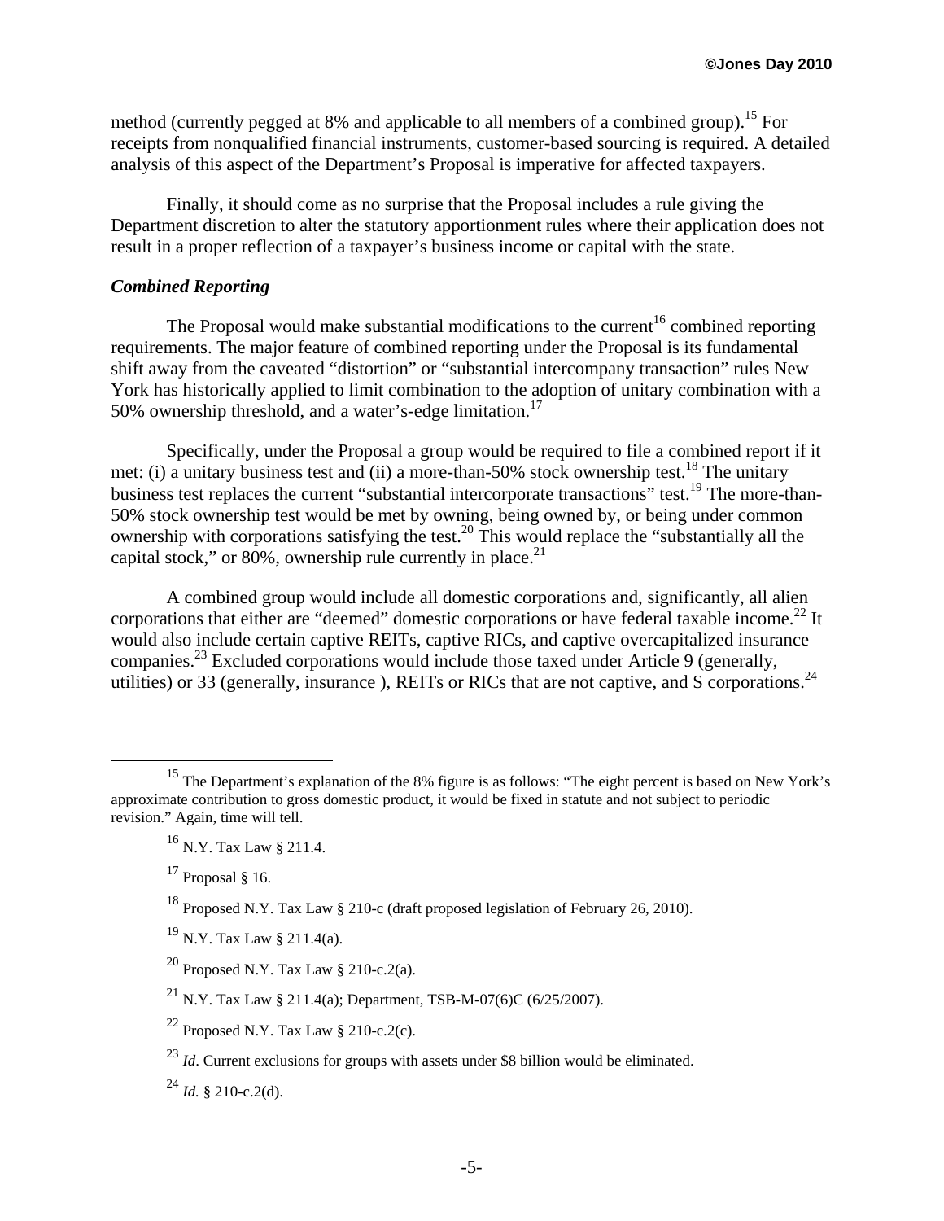method (currently pegged at 8% and applicable to all members of a combined group).[15] For receipts from nonqualified financial instruments, customer-based sourcing is required. A detailed analysis of this aspect of the Department's Proposal is imperative for affected taxpayers.

Finally, it should come as no surprise that the Proposal includes a rule giving the Department discretion to alter the statutory apportionment rules where their application does not result in a proper reflection of a taxpayer's business income or capital with the state.

### *Combined Reporting*

The Proposal would make substantial modifications to the current[16] combined reporting requirements. The major feature of combined reporting under the Proposal is its fundamental shift away from the caveated "distortion" or "substantial intercompany transaction" rules New York has historically applied to limit combination to the adoption of unitary combination with a 50% ownership threshold, and a water's-edge limitation.[17]

Specifically, under the Proposal a group would be required to file a combined report if it met: (i) a unitary business test and (ii) a more-than-50% stock ownership test.[18] The unitary business test replaces the current "substantial intercorporate transactions" test.[19] The more-than-50% stock ownership test would be met by owning, being owned by, or being under common ownership with corporations satisfying the test.[20] This would replace the "substantially all the capital stock," or 80%, ownership rule currently in place.[21]

A combined group would include all domestic corporations and, significantly, all alien corporations that either are "deemed" domestic corporations or have federal taxable income.[22] It would also include certain captive REITs, captive RICs, and captive overcapitalized insurance companies.[23] Excluded corporations would include those taxed under Article 9 (generally, utilities) or 33 (generally, insurance ), REITs or RICs that are not captive, and S corporations.[24]

---

[15] The Department's explanation of the 8% figure is as follows: "The eight percent is based on New York's approximate contribution to gross domestic product, it would be fixed in statute and not subject to periodic revision." Again, time will tell.

[16] N.Y. Tax Law § 211.4.

[17] Proposal § 16.

[18] Proposed N.Y. Tax Law § 210-c (draft proposed legislation of February 26, 2010).

[19] N.Y. Tax Law § 211.4(a).

[20] Proposed N.Y. Tax Law § 210-c.2(a).

[21] N.Y. Tax Law § 211.4(a); Department, TSB-M-07(6)C (6/25/2007).

[22] Proposed N.Y. Tax Law § 210-c.2(c).

[23] *Id*. Current exclusions for groups with assets under $8 billion would be eliminated.

[24] *Id.* § 210-c.2(d).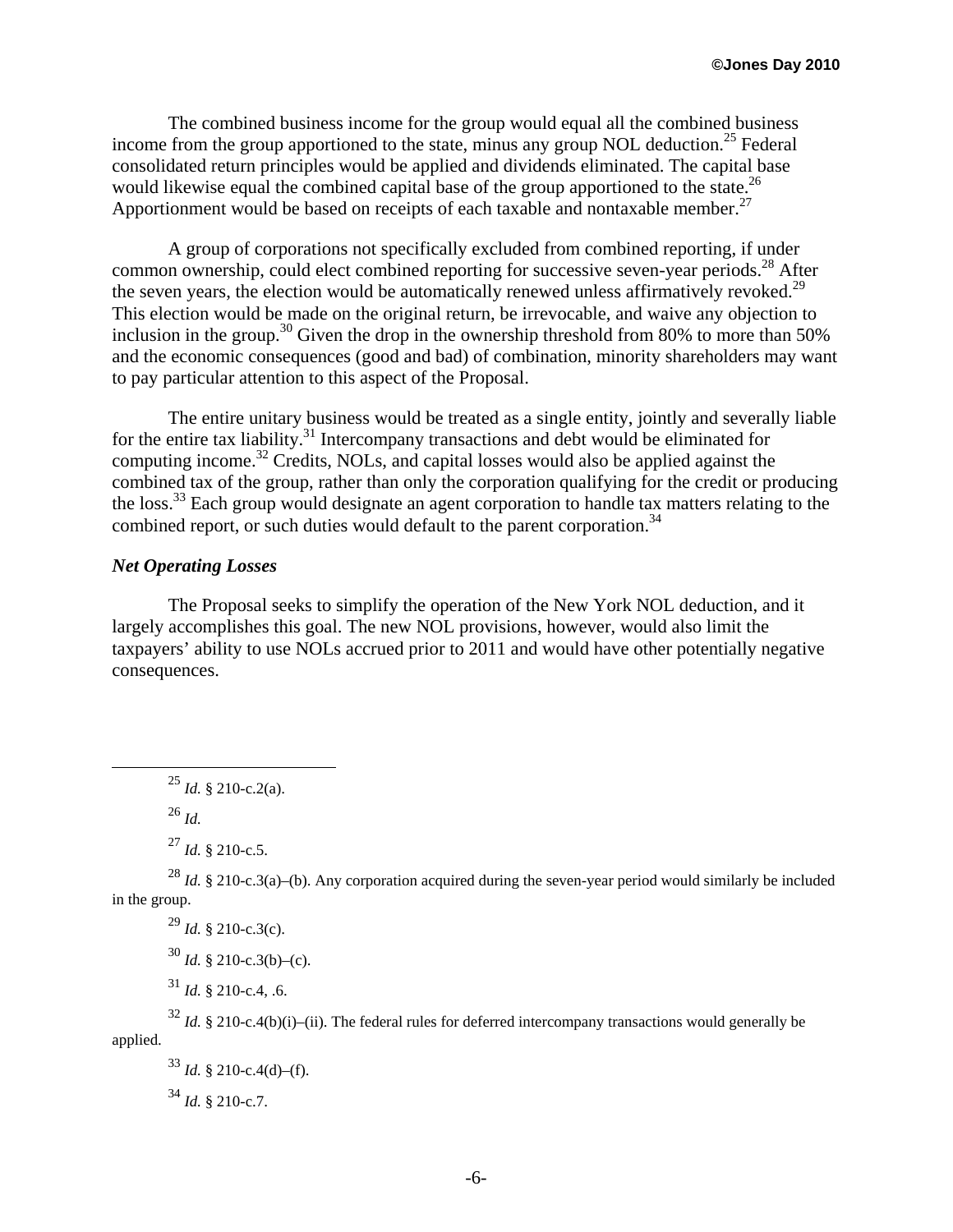The combined business income for the group would equal all the combined business income from the group apportioned to the state, minus any group NOL deduction.[25] Federal consolidated return principles would be applied and dividends eliminated. The capital base would likewise equal the combined capital base of the group apportioned to the state.[26] Apportionment would be based on receipts of each taxable and nontaxable member.[27]

A group of corporations not specifically excluded from combined reporting, if under common ownership, could elect combined reporting for successive seven-year periods.[28] After the seven years, the election would be automatically renewed unless affirmatively revoked.[29] This election would be made on the original return, be irrevocable, and waive any objection to inclusion in the group.[30] Given the drop in the ownership threshold from 80% to more than 50% and the economic consequences (good and bad) of combination, minority shareholders may want to pay particular attention to this aspect of the Proposal.

The entire unitary business would be treated as a single entity, jointly and severally liable for the entire tax liability.[31] Intercompany transactions and debt would be eliminated for computing income.[32] Credits, NOLs, and capital losses would also be applied against the combined tax of the group, rather than only the corporation qualifying for the credit or producing the loss.[33] Each group would designate an agent corporation to handle tax matters relating to the combined report, or such duties would default to the parent corporation.[34]

### *Net Operating Losses*

The Proposal seeks to simplify the operation of the New York NOL deduction, and it largely accomplishes this goal. The new NOL provisions, however, would also limit the taxpayers' ability to use NOLs accrued prior to 2011 and would have other potentially negative consequences.

---

[25] *Id.* § 210-c.2(a).

[26] *Id.*

[27] *Id.* § 210-c.5.

[28] *Id.* § 210-c.3(a)–(b). Any corporation acquired during the seven-year period would similarly be included in the group.

[29] *Id.* § 210-c.3(c).

[30] *Id.* § 210-c.3(b)–(c).

[31] *Id.* § 210-c.4, .6.

[32] *Id.* § 210-c.4(b)(i)–(ii). The federal rules for deferred intercompany transactions would generally be applied.

[33] *Id.* § 210-c.4(d)–(f).

[34] *Id.* § 210-c.7.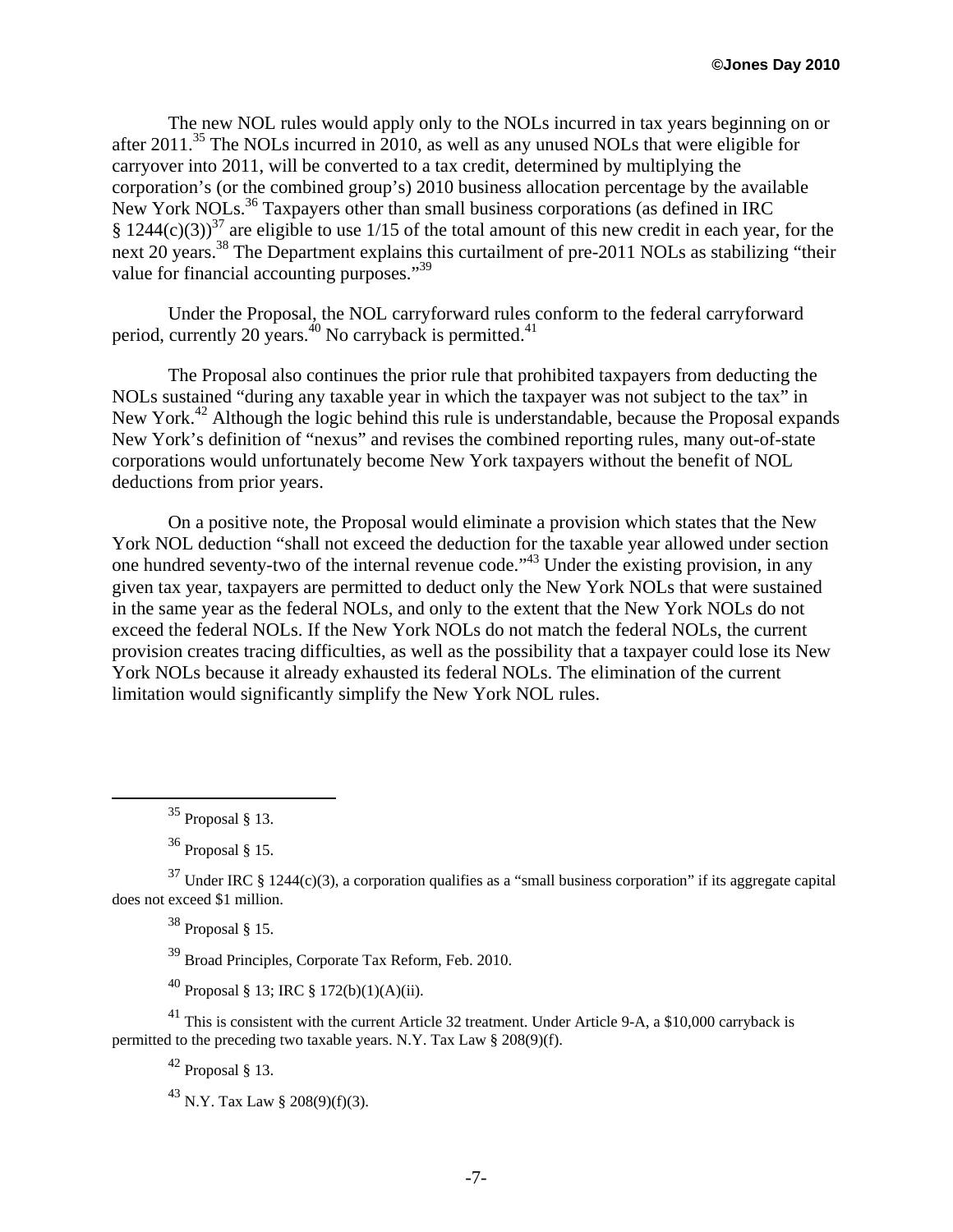The new NOL rules would apply only to the NOLs incurred in tax years beginning on or after 2011.[35] The NOLs incurred in 2010, as well as any unused NOLs that were eligible for carryover into 2011, will be converted to a tax credit, determined by multiplying the corporation's (or the combined group's) 2010 business allocation percentage by the available New York NOLs.[36] Taxpayers other than small business corporations (as defined in IRC § 1244(c)(3))[37] are eligible to use 1/15 of the total amount of this new credit in each year, for the next 20 years.[38] The Department explains this curtailment of pre-2011 NOLs as stabilizing "their value for financial accounting purposes."[39]

Under the Proposal, the NOL carryforward rules conform to the federal carryforward period, currently 20 years.[40] No carryback is permitted.[41]

The Proposal also continues the prior rule that prohibited taxpayers from deducting the NOLs sustained "during any taxable year in which the taxpayer was not subject to the tax" in New York.[42] Although the logic behind this rule is understandable, because the Proposal expands New York's definition of "nexus" and revises the combined reporting rules, many out-of-state corporations would unfortunately become New York taxpayers without the benefit of NOL deductions from prior years.

On a positive note, the Proposal would eliminate a provision which states that the New York NOL deduction "shall not exceed the deduction for the taxable year allowed under section one hundred seventy-two of the internal revenue code."[43] Under the existing provision, in any given tax year, taxpayers are permitted to deduct only the New York NOLs that were sustained in the same year as the federal NOLs, and only to the extent that the New York NOLs do not exceed the federal NOLs. If the New York NOLs do not match the federal NOLs, the current provision creates tracing difficulties, as well as the possibility that a taxpayer could lose its New York NOLs because it already exhausted its federal NOLs. The elimination of the current limitation would significantly simplify the New York NOL rules.

---

[35] Proposal § 13.

[36] Proposal § 15.

[37] Under IRC § 1244(c)(3), a corporation qualifies as a "small business corporation" if its aggregate capital does not exceed $1 million.

[38] Proposal § 15.

[39] Broad Principles, Corporate Tax Reform, Feb. 2010.

[40] Proposal § 13; IRC § 172(b)(1)(A)(ii).

[41] This is consistent with the current Article 32 treatment. Under Article 9-A, a $10,000 carryback is permitted to the preceding two taxable years. N.Y. Tax Law § 208(9)(f).

[42] Proposal § 13.

[43] N.Y. Tax Law § 208(9)(f)(3).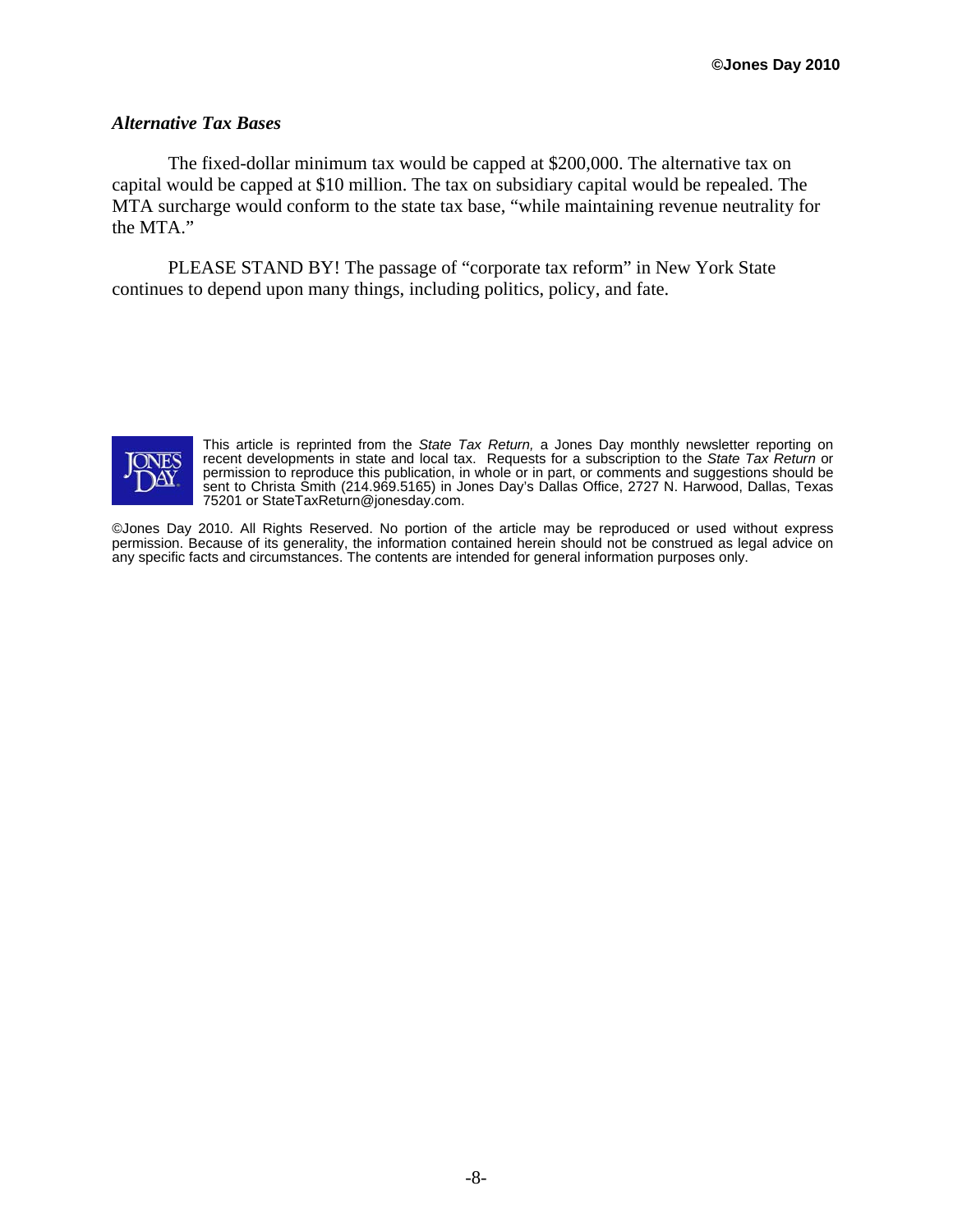### *Alternative Tax Bases*

The fixed-dollar minimum tax would be capped at $200,000. The alternative tax on capital would be capped at $10 million. The tax on subsidiary capital would be repealed. The MTA surcharge would conform to the state tax base, "while maintaining revenue neutrality for the MTA."

PLEASE STAND BY! The passage of "corporate tax reform" in New York State continues to depend upon many things, including politics, policy, and fate.

This article is reprinted from the *State Tax Return,* a Jones Day monthly newsletter reporting on recent developments in state and local tax. Requests for a subscription to the *State Tax Return* or permission to reproduce this publication, in whole or in part, or comments and suggestions should be sent to Christa Smith (214.969.5165) in Jones Day's Dallas Office, 2727 N. Harwood, Dallas, Texas 75201 or StateTaxReturn@jonesday.com.

©Jones Day 2010. All Rights Reserved. No portion of the article may be reproduced or used without express permission. Because of its generality, the information contained herein should not be construed as legal advice on any specific facts and circumstances. The contents are intended for general information purposes only.